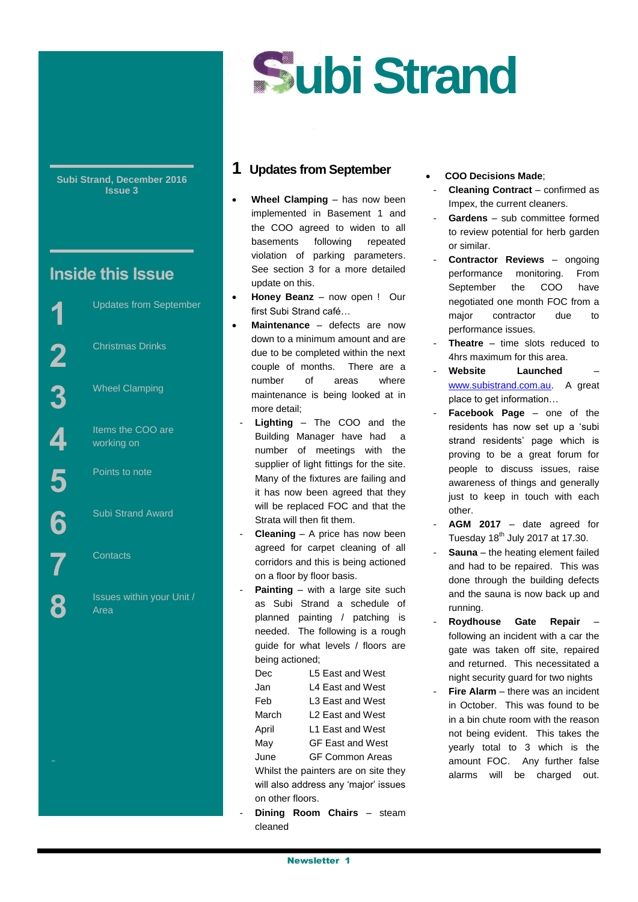# Subi Strand

**Subi Strand, December 2016**
**Issue 3**

## Inside this Issue

1. Updates from September
2. Christmas Drinks
3. Wheel Clamping
4. Items the COO are working on
5. Points to note
6. Subi Strand Award
7. Contacts
8. Issues within your Unit / Area

## 1 Updates from September

- **Wheel Clamping** – has now been implemented in Basement 1 and the COO agreed to widen to all basements following repeated violation of parking parameters. See section 3 for a more detailed update on this.
- **Honey Beanz** – now open ! Our first Subi Strand café…
- **Maintenance** – defects are now down to a minimum amount and are due to be completed within the next couple of months. There are a number of areas where maintenance is being looked at in more detail;
  - **Lighting** – The COO and the Building Manager have had a number of meetings with the supplier of light fittings for the site. Many of the fixtures are failing and it has now been agreed that they will be replaced FOC and that the Strata will then fit them.
  - **Cleaning** – A price has now been agreed for carpet cleaning of all corridors and this is being actioned on a floor by floor basis.
  - **Painting** – with a large site such as Subi Strand a schedule of planned painting / patching is needed. The following is a rough guide for what levels / floors are being actioned;

    | | |
    |---|---|
    | Dec | L5 East and West |
    | Jan | L4 East and West |
    | Feb | L3 East and West |
    | March | L2 East and West |
    | April | L1 East and West |
    | May | GF East and West |
    | June | GF Common Areas |

    Whilst the painters are on site they will also address any 'major' issues on other floors.
  - **Dining Room Chairs** – steam cleaned
- **COO Decisions Made**;
  - **Cleaning Contract** – confirmed as Impex, the current cleaners.
  - **Gardens** – sub committee formed to review potential for herb garden or similar.
  - **Contractor Reviews** – ongoing performance monitoring. From September the COO have negotiated one month FOC from a major contractor due to performance issues.
  - **Theatre** – time slots reduced to 4hrs maximum for this area.
  - **Website Launched** – www.subistrand.com.au. A great place to get information…
  - **Facebook Page** – one of the residents has now set up a 'subi strand residents' page which is proving to be a great forum for people to discuss issues, raise awareness of things and generally just to keep in touch with each other.
  - **AGM 2017** – date agreed for Tuesday 18th July 2017 at 17.30.
  - **Sauna** – the heating element failed and had to be repaired. This was done through the building defects and the sauna is now back up and running.
  - **Roydhouse Gate Repair** – following an incident with a car the gate was taken off site, repaired and returned. This necessitated a night security guard for two nights
  - **Fire Alarm** – there was an incident in October. This was found to be in a bin chute room with the reason not being evident. This takes the yearly total to 3 which is the amount FOC. Any further false alarms will be charged out.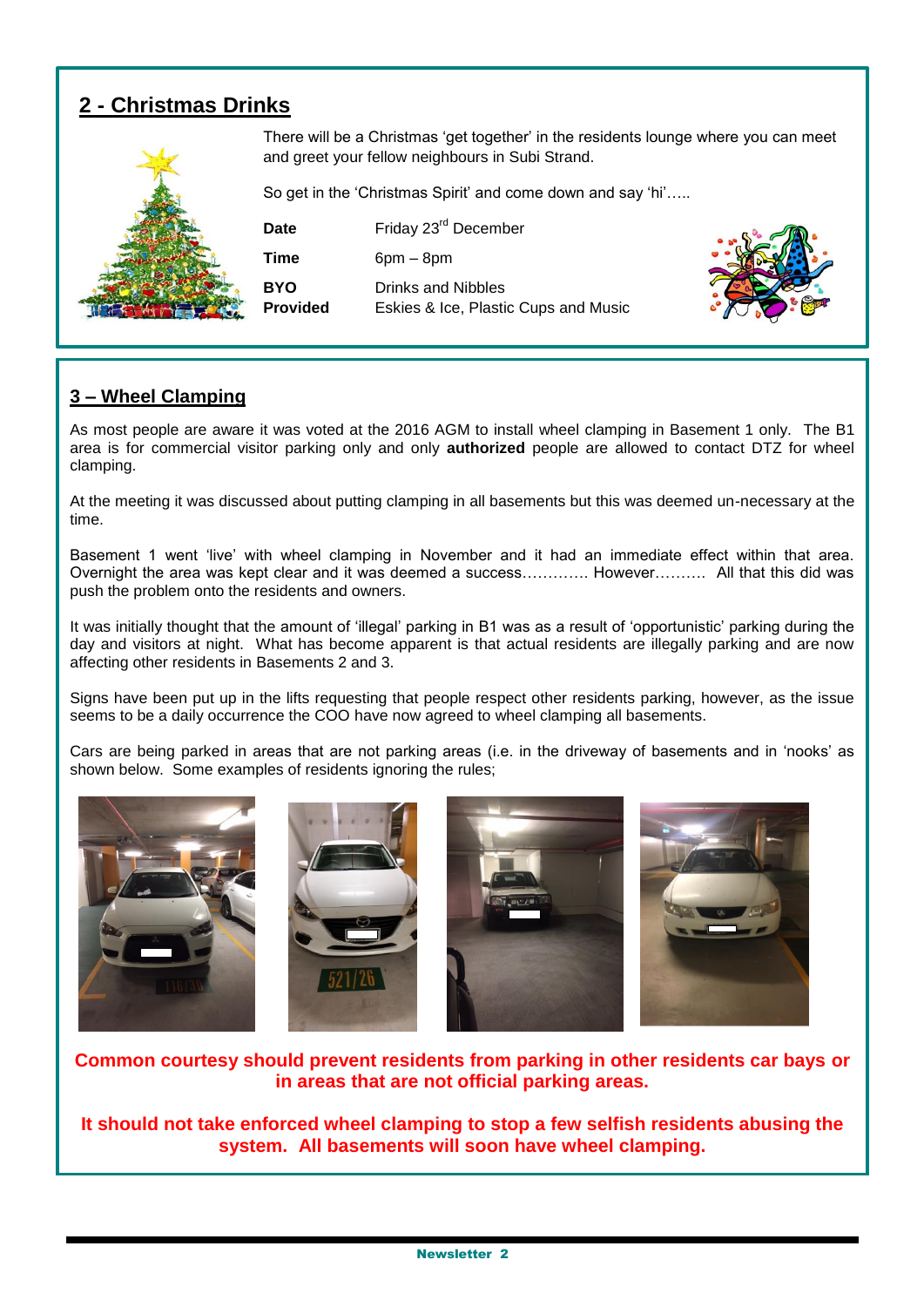## 2 - Christmas Drinks

There will be a Christmas 'get together' in the residents lounge where you can meet and greet your fellow neighbours in Subi Strand.

So get in the 'Christmas Spirit' and come down and say 'hi'…..

| | |
|---|---|
| **Date** | Friday 23rd December |
| **Time** | 6pm – 8pm |
| **BYO** | Drinks and Nibbles |
| **Provided** | Eskies & Ice, Plastic Cups and Music |

## 3 – Wheel Clamping

As most people are aware it was voted at the 2016 AGM to install wheel clamping in Basement 1 only. The B1 area is for commercial visitor parking only and only **authorized** people are allowed to contact DTZ for wheel clamping.

At the meeting it was discussed about putting clamping in all basements but this was deemed un-necessary at the time.

Basement 1 went 'live' with wheel clamping in November and it had an immediate effect within that area. Overnight the area was kept clear and it was deemed a success…………. However………. All that this did was push the problem onto the residents and owners.

It was initially thought that the amount of 'illegal' parking in B1 was as a result of 'opportunistic' parking during the day and visitors at night. What has become apparent is that actual residents are illegally parking and are now affecting other residents in Basements 2 and 3.

Signs have been put up in the lifts requesting that people respect other residents parking, however, as the issue seems to be a daily occurrence the COO have now agreed to wheel clamping all basements.

Cars are being parked in areas that are not parking areas (i.e. in the driveway of basements and in 'nooks' as shown below. Some examples of residents ignoring the rules;

**Common courtesy should prevent residents from parking in other residents car bays or in areas that are not official parking areas.**

**It should not take enforced wheel clamping to stop a few selfish residents abusing the system. All basements will soon have wheel clamping.**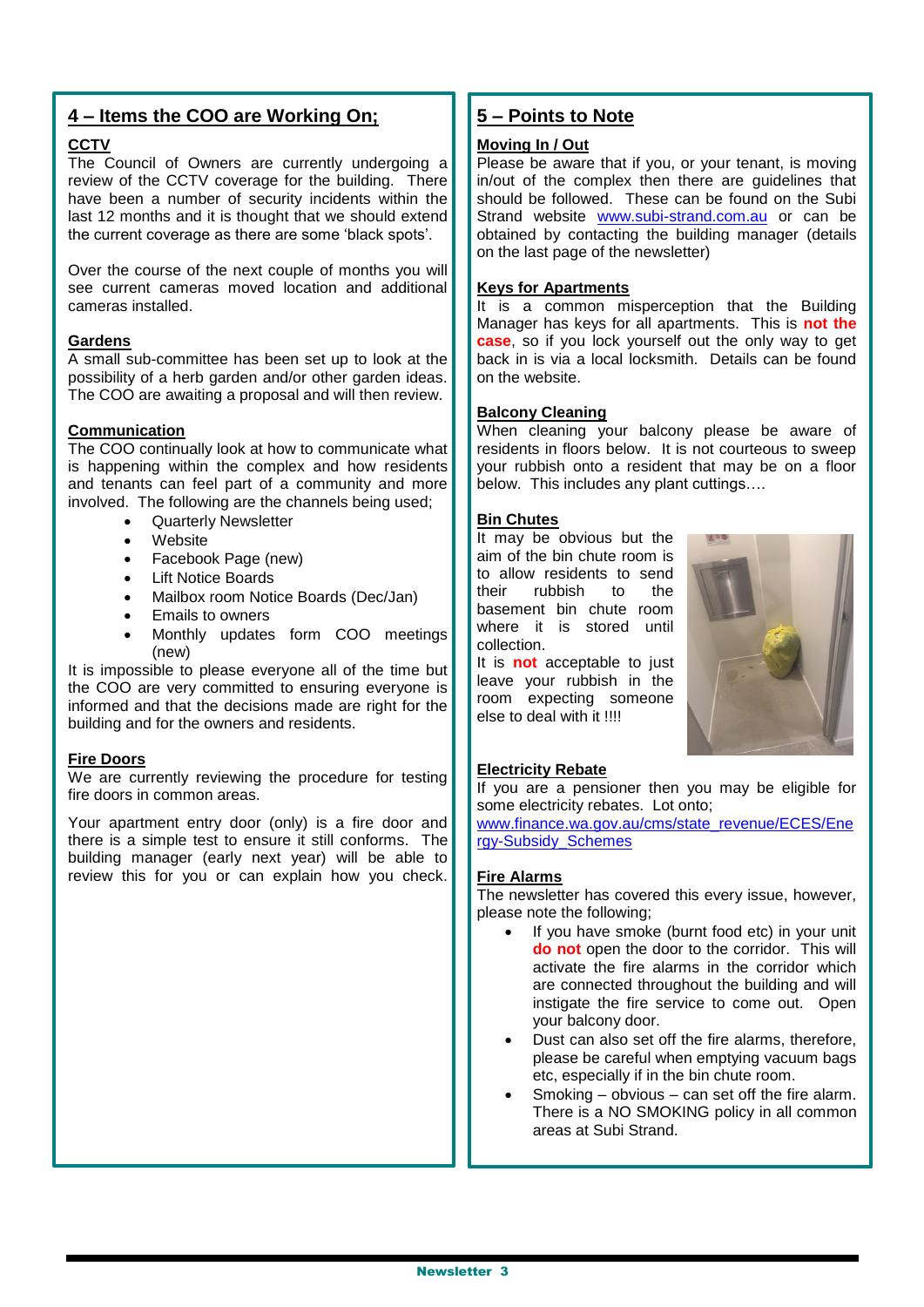## 4 – Items the COO are Working On;

### CCTV

The Council of Owners are currently undergoing a review of the CCTV coverage for the building. There have been a number of security incidents within the last 12 months and it is thought that we should extend the current coverage as there are some 'black spots'.

Over the course of the next couple of months you will see current cameras moved location and additional cameras installed.

### Gardens

A small sub-committee has been set up to look at the possibility of a herb garden and/or other garden ideas. The COO are awaiting a proposal and will then review.

### Communication

The COO continually look at how to communicate what is happening within the complex and how residents and tenants can feel part of a community and more involved. The following are the channels being used;

- Quarterly Newsletter
- Website
- Facebook Page (new)
- Lift Notice Boards
- Mailbox room Notice Boards (Dec/Jan)
- Emails to owners
- Monthly updates form COO meetings (new)

It is impossible to please everyone all of the time but the COO are very committed to ensuring everyone is informed and that the decisions made are right for the building and for the owners and residents.

### Fire Doors

We are currently reviewing the procedure for testing fire doors in common areas.

Your apartment entry door (only) is a fire door and there is a simple test to ensure it still conforms. The building manager (early next year) will be able to review this for you or can explain how you check.

## 5 – Points to Note

### Moving In / Out

Please be aware that if you, or your tenant, is moving in/out of the complex then there are guidelines that should be followed. These can be found on the Subi Strand website www.subi-strand.com.au or can be obtained by contacting the building manager (details on the last page of the newsletter)

### Keys for Apartments

It is a common misperception that the Building Manager has keys for all apartments. This is **not the case**, so if you lock yourself out the only way to get back in is via a local locksmith. Details can be found on the website.

### Balcony Cleaning

When cleaning your balcony please be aware of residents in floors below. It is not courteous to sweep your rubbish onto a resident that may be on a floor below. This includes any plant cuttings….

### Bin Chutes

It may be obvious but the aim of the bin chute room is to allow residents to send their rubbish to the basement bin chute room where it is stored until collection.

It is **not** acceptable to just leave your rubbish in the room expecting someone else to deal with it !!!!

### Electricity Rebate

If you are a pensioner then you may be eligible for some electricity rebates. Lot onto;
www.finance.wa.gov.au/cms/state_revenue/ECES/Energy-Subsidy_Schemes

### Fire Alarms

The newsletter has covered this every issue, however, please note the following;

- If you have smoke (burnt food etc) in your unit **do not** open the door to the corridor. This will activate the fire alarms in the corridor which are connected throughout the building and will instigate the fire service to come out. Open your balcony door.
- Dust can also set off the fire alarms, therefore, please be careful when emptying vacuum bags etc, especially if in the bin chute room.
- Smoking – obvious – can set off the fire alarm. There is a NO SMOKING policy in all common areas at Subi Strand.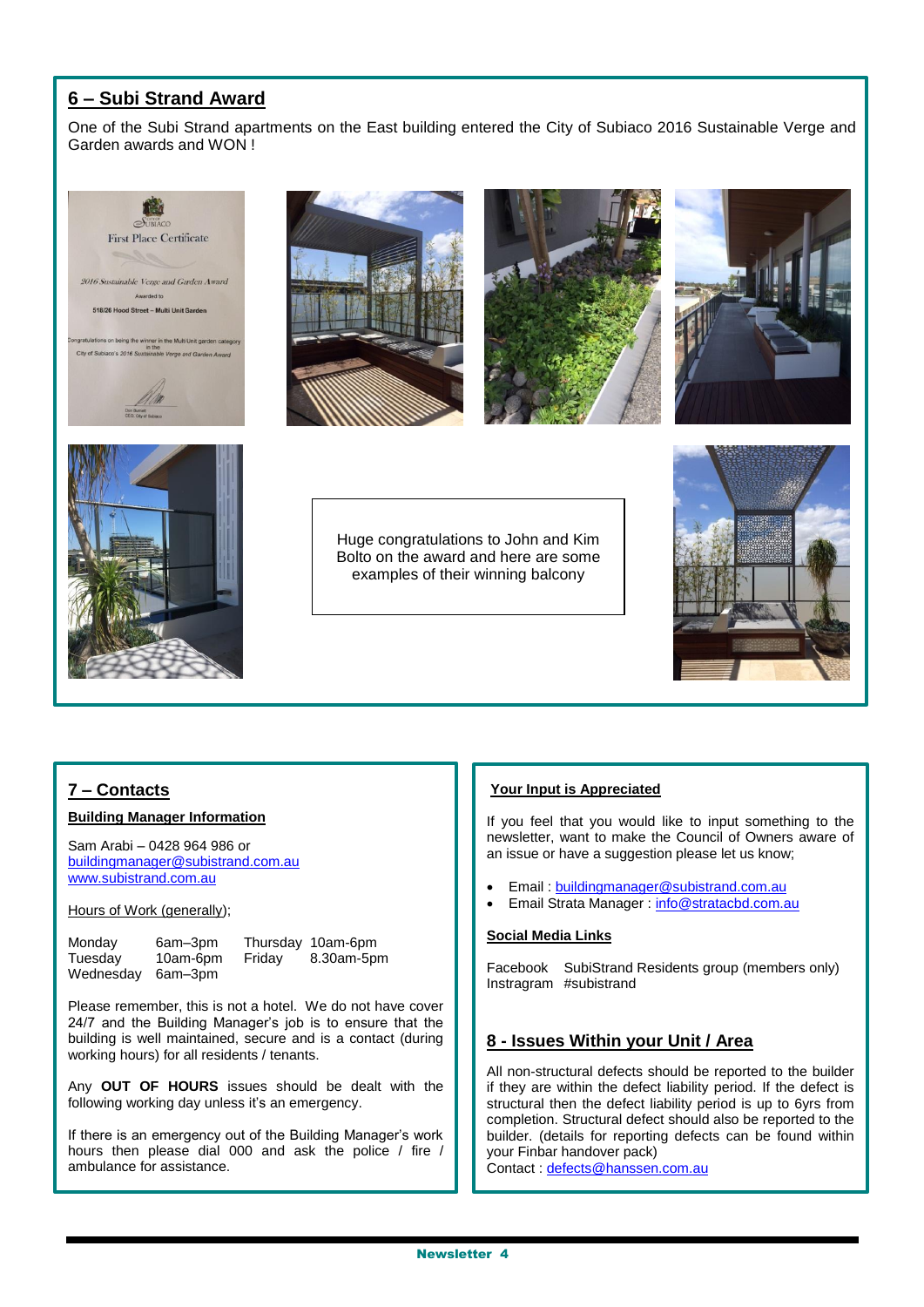## 6 – Subi Strand Award

One of the Subi Strand apartments on the East building entered the City of Subiaco 2016 Sustainable Verge and Garden awards and WON !

Huge congratulations to John and Kim Bolto on the award and here are some examples of their winning balcony

## 7 – Contacts

**Building Manager Information**

Sam Arabi – 0428 964 986 or
buildingmanager@subistrand.com.au
www.subistrand.com.au

Hours of Work (generally);

| | | | |
|---|---|---|---|
| Monday | 6am–3pm | Thursday | 10am-6pm |
| Tuesday | 10am-6pm | Friday | 8.30am-5pm |
| Wednesday | 6am–3pm | | |

Please remember, this is not a hotel. We do not have cover 24/7 and the Building Manager's job is to ensure that the building is well maintained, secure and is a contact (during working hours) for all residents / tenants.

Any **OUT OF HOURS** issues should be dealt with the following working day unless it's an emergency.

If there is an emergency out of the Building Manager's work hours then please dial 000 and ask the police / fire / ambulance for assistance.

**Your Input is Appreciated**

If you feel that you would like to input something to the newsletter, want to make the Council of Owners aware of an issue or have a suggestion please let us know;

- Email : buildingmanager@subistrand.com.au
- Email Strata Manager : info@stratacbd.com.au

**Social Media Links**

Facebook SubiStrand Residents group (members only)
Instragram #subistrand

## 8 - Issues Within your Unit / Area

All non-structural defects should be reported to the builder if they are within the defect liability period. If the defect is structural then the defect liability period is up to 6yrs from completion. Structural defect should also be reported to the builder. (details for reporting defects can be found within your Finbar handover pack)
Contact : defects@hanssen.com.au